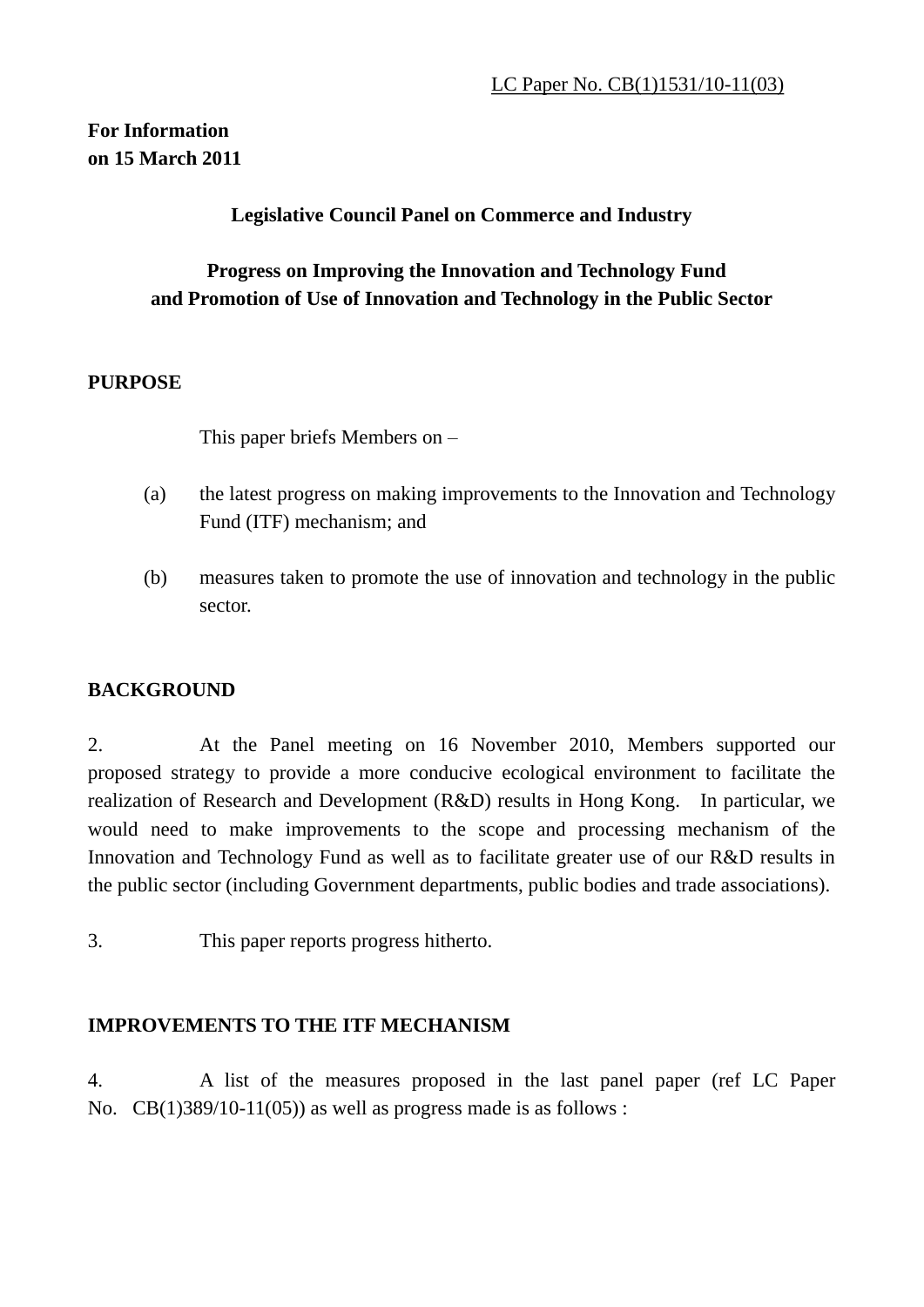LC Paper No. CB(1)1531/10-11(03)

**For Information**
**on 15 March 2011**

**Legislative Council Panel on Commerce and Industry**

**Progress on Improving the Innovation and Technology Fund and Promotion of Use of Innovation and Technology in the Public Sector**

## PURPOSE

This paper briefs Members on –

(a) the latest progress on making improvements to the Innovation and Technology Fund (ITF) mechanism; and

(b) measures taken to promote the use of innovation and technology in the public sector.

## BACKGROUND

2. At the Panel meeting on 16 November 2010, Members supported our proposed strategy to provide a more conducive ecological environment to facilitate the realization of Research and Development (R&D) results in Hong Kong. In particular, we would need to make improvements to the scope and processing mechanism of the Innovation and Technology Fund as well as to facilitate greater use of our R&D results in the public sector (including Government departments, public bodies and trade associations).

3. This paper reports progress hitherto.

## IMPROVEMENTS TO THE ITF MECHANISM

4. A list of the measures proposed in the last panel paper (ref LC Paper No. CB(1)389/10-11(05)) as well as progress made is as follows :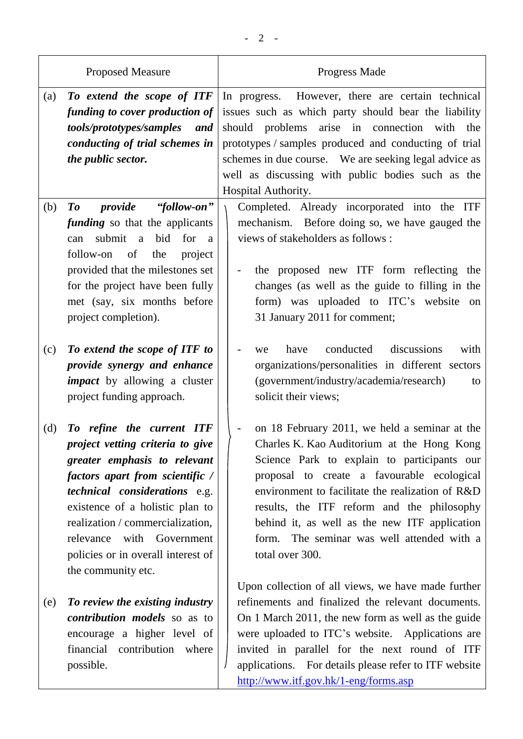| Proposed Measure | Progress Made |
|---|---|
| (a) ***To extend the scope of ITF funding to cover production of tools/prototypes/samples and conducting of trial schemes in the public sector.*** | In progress. However, there are certain technical issues such as which party should bear the liability should problems arise in connection with the prototypes / samples produced and conducting of trial schemes in due course. We are seeking legal advice as well as discussing with public bodies such as the Hospital Authority. |
| (b) ***To provide "follow-on" funding*** so that the applicants can submit a bid for a follow-on of the project provided that the milestones set for the project have been fully met (say, six months before project completion).<br><br>(c) ***To extend the scope of ITF to provide synergy and enhance impact*** by allowing a cluster project funding approach.<br><br>(d) ***To refine the current ITF project vetting criteria to give greater emphasis to relevant factors apart from scientific / technical considerations*** e.g. existence of a holistic plan to realization / commercialization, relevance with Government policies or in overall interest of the community etc.<br><br>(e) ***To review the existing industry contribution models*** so as to encourage a higher level of financial contribution where possible. | Completed. Already incorporated into the ITF mechanism. Before doing so, we have gauged the views of stakeholders as follows :<br><br>- the proposed new ITF form reflecting the changes (as well as the guide to filling in the form) was uploaded to ITC's website on 31 January 2011 for comment;<br><br>- we have conducted discussions with organizations/personalities in different sectors (government/industry/academia/research) to solicit their views;<br><br>- on 18 February 2011, we held a seminar at the Charles K. Kao Auditorium at the Hong Kong Science Park to explain to participants our proposal to create a favourable ecological environment to facilitate the realization of R&D results, the ITF reform and the philosophy behind it, as well as the new ITF application form. The seminar was well attended with a total over 300.<br><br>Upon collection of all views, we have made further refinements and finalized the relevant documents. On 1 March 2011, the new form as well as the guide were uploaded to ITC's website. Applications are invited in parallel for the next round of ITF applications. For details please refer to ITF website http://www.itf.gov.hk/1-eng/forms.asp |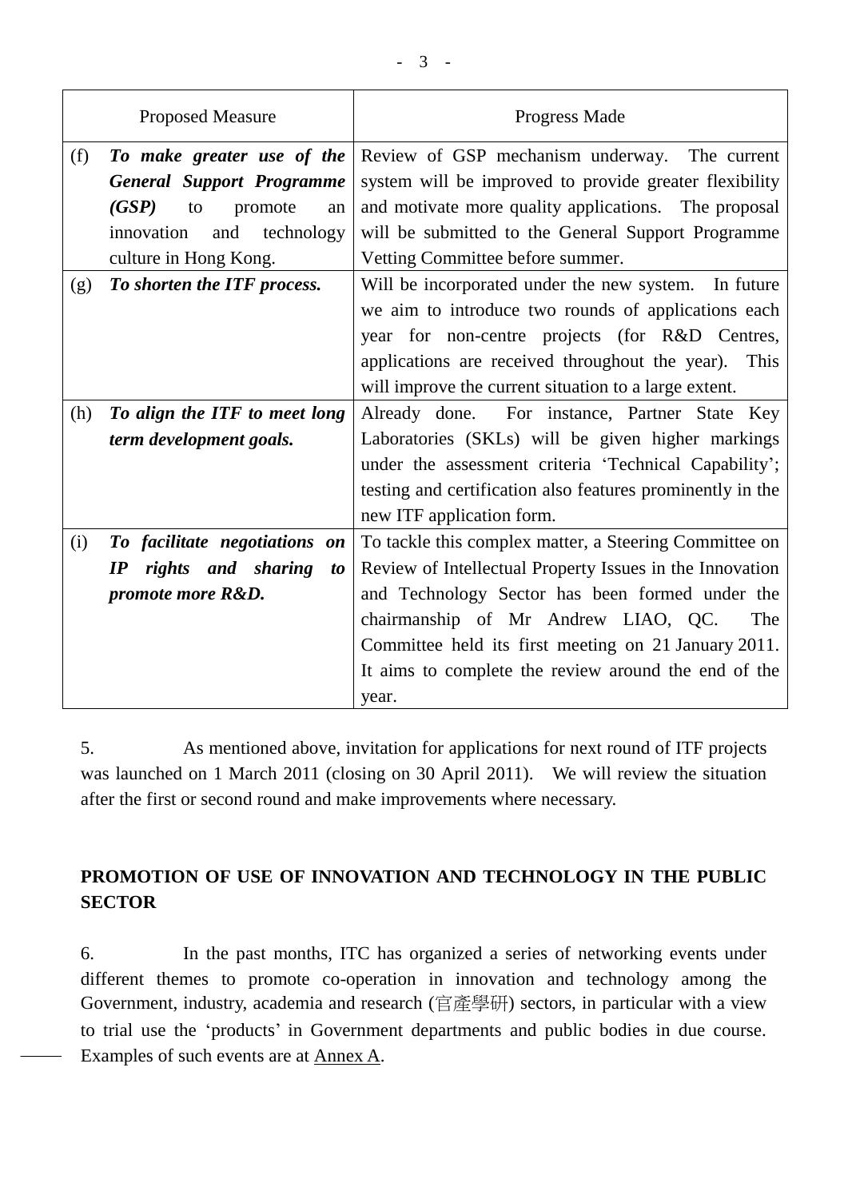| Proposed Measure | Progress Made |
|---|---|
| (f) ***To make greater use of the General Support Programme (GSP)*** to promote an innovation and technology culture in Hong Kong. | Review of GSP mechanism underway. The current system will be improved to provide greater flexibility and motivate more quality applications. The proposal will be submitted to the General Support Programme Vetting Committee before summer. |
| (g) ***To shorten the ITF process.*** | Will be incorporated under the new system. In future we aim to introduce two rounds of applications each year for non-centre projects (for R&D Centres, applications are received throughout the year). This will improve the current situation to a large extent. |
| (h) ***To align the ITF to meet long term development goals.*** | Already done. For instance, Partner State Key Laboratories (SKLs) will be given higher markings under the assessment criteria 'Technical Capability'; testing and certification also features prominently in the new ITF application form. |
| (i) ***To facilitate negotiations on IP rights and sharing to promote more R&D.*** | To tackle this complex matter, a Steering Committee on Review of Intellectual Property Issues in the Innovation and Technology Sector has been formed under the chairmanship of Mr Andrew LIAO, QC. The Committee held its first meeting on 21 January 2011. It aims to complete the review around the end of the year. |

5. As mentioned above, invitation for applications for next round of ITF projects was launched on 1 March 2011 (closing on 30 April 2011). We will review the situation after the first or second round and make improvements where necessary.

## PROMOTION OF USE OF INNOVATION AND TECHNOLOGY IN THE PUBLIC SECTOR

6. In the past months, ITC has organized a series of networking events under different themes to promote co-operation in innovation and technology among the Government, industry, academia and research (官產學研) sectors, in particular with a view to trial use the 'products' in Government departments and public bodies in due course. Examples of such events are at Annex A.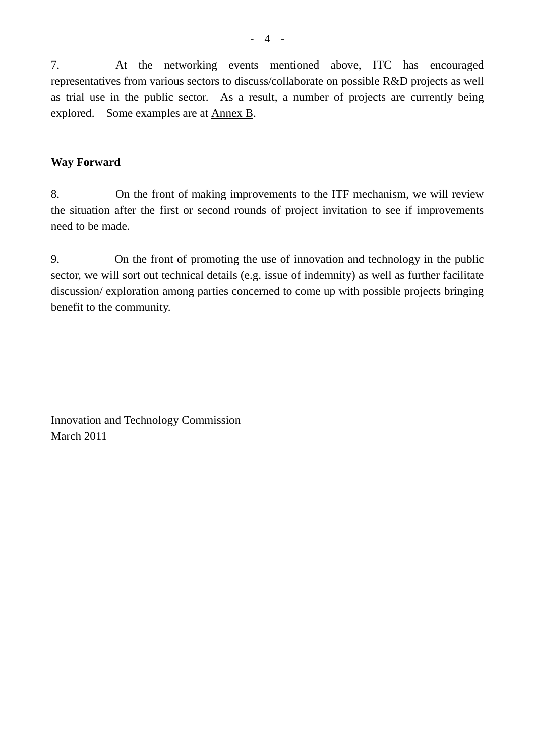7. At the networking events mentioned above, ITC has encouraged representatives from various sectors to discuss/collaborate on possible R&D projects as well as trial use in the public sector. As a result, a number of projects are currently being explored. Some examples are at Annex B.

**Way Forward**

8. On the front of making improvements to the ITF mechanism, we will review the situation after the first or second rounds of project invitation to see if improvements need to be made.

9. On the front of promoting the use of innovation and technology in the public sector, we will sort out technical details (e.g. issue of indemnity) as well as further facilitate discussion/ exploration among parties concerned to come up with possible projects bringing benefit to the community.

Innovation and Technology Commission
March 2011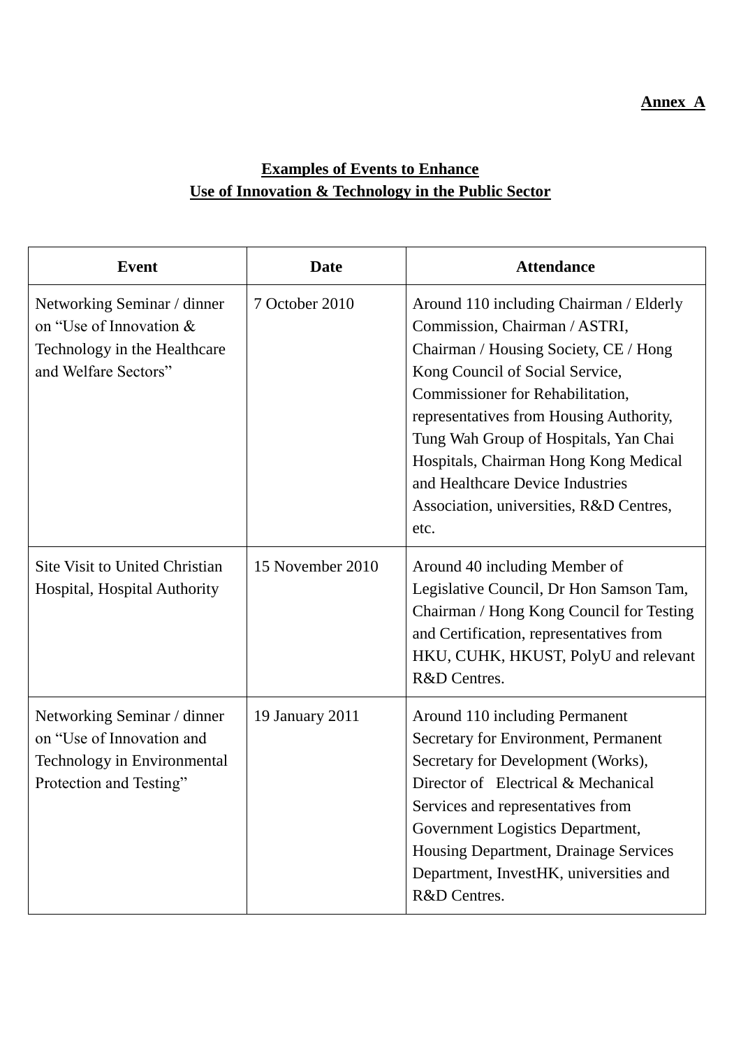**Annex A**

## Examples of Events to Enhance Use of Innovation & Technology in the Public Sector

| Event | Date | Attendance |
|---|---|---|
| Networking Seminar / dinner on "Use of Innovation & Technology in the Healthcare and Welfare Sectors" | 7 October 2010 | Around 110 including Chairman / Elderly Commission, Chairman / ASTRI, Chairman / Housing Society, CE / Hong Kong Council of Social Service, Commissioner for Rehabilitation, representatives from Housing Authority, Tung Wah Group of Hospitals, Yan Chai Hospitals, Chairman Hong Kong Medical and Healthcare Device Industries Association, universities, R&D Centres, etc. |
| Site Visit to United Christian Hospital, Hospital Authority | 15 November 2010 | Around 40 including Member of Legislative Council, Dr Hon Samson Tam, Chairman / Hong Kong Council for Testing and Certification, representatives from HKU, CUHK, HKUST, PolyU and relevant R&D Centres. |
| Networking Seminar / dinner on "Use of Innovation and Technology in Environmental Protection and Testing" | 19 January 2011 | Around 110 including Permanent Secretary for Environment, Permanent Secretary for Development (Works), Director of Electrical & Mechanical Services and representatives from Government Logistics Department, Housing Department, Drainage Services Department, InvestHK, universities and R&D Centres. |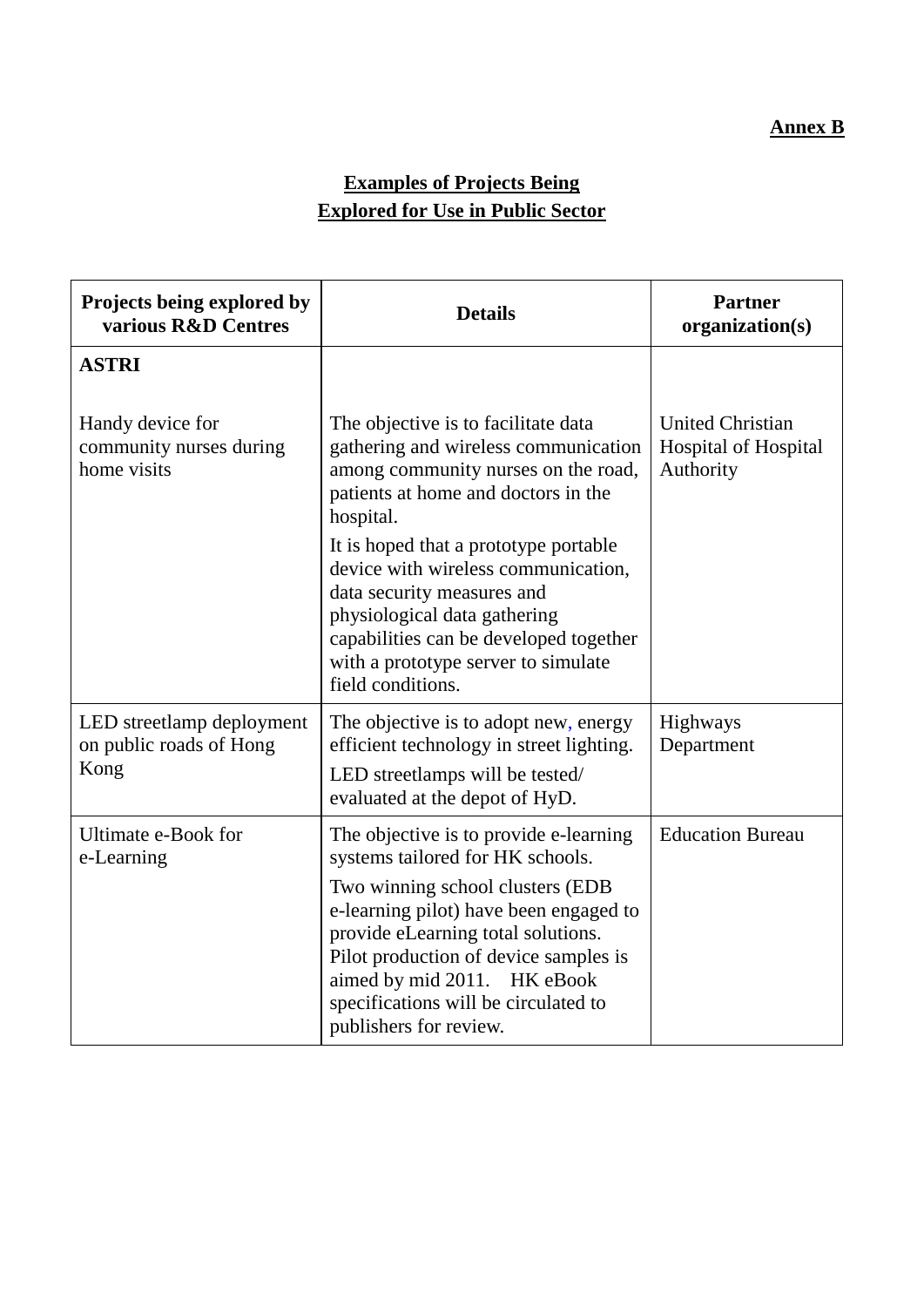**Annex B**

## Examples of Projects Being Explored for Use in Public Sector

| Projects being explored by various R&D Centres | Details | Partner organization(s) |
|---|---|---|
| **ASTRI** | | |
| Handy device for community nurses during home visits | The objective is to facilitate data gathering and wireless communication among community nurses on the road, patients at home and doctors in the hospital.<br>It is hoped that a prototype portable device with wireless communication, data security measures and physiological data gathering capabilities can be developed together with a prototype server to simulate field conditions. | United Christian Hospital of Hospital Authority |
| LED streetlamp deployment on public roads of Hong Kong | The objective is to adopt new, energy efficient technology in street lighting.<br>LED streetlamps will be tested/ evaluated at the depot of HyD. | Highways Department |
| Ultimate e-Book for e-Learning | The objective is to provide e-learning systems tailored for HK schools.<br>Two winning school clusters (EDB e-learning pilot) have been engaged to provide eLearning total solutions. Pilot production of device samples is aimed by mid 2011. HK eBook specifications will be circulated to publishers for review. | Education Bureau |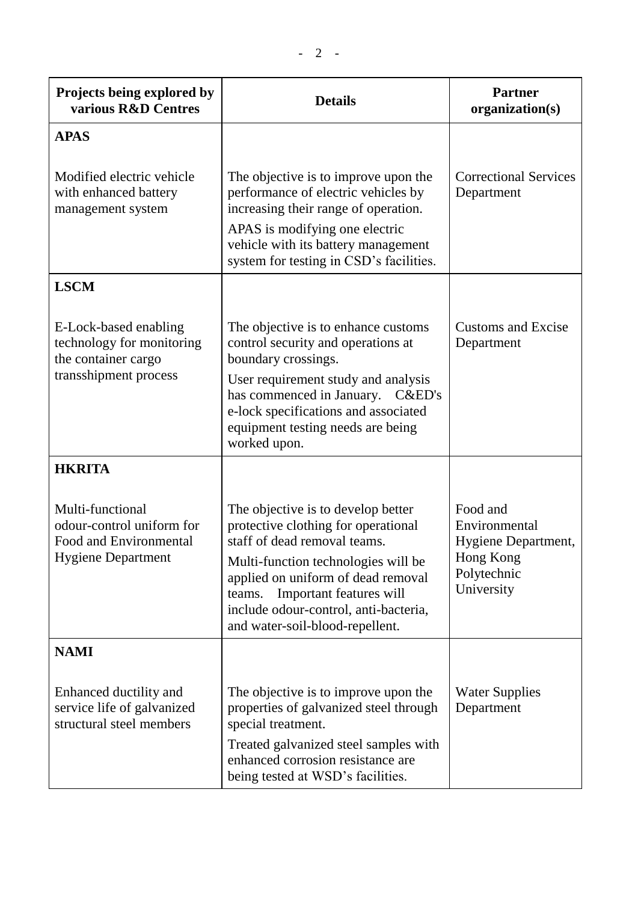| Projects being explored by various R&D Centres | Details | Partner organization(s) |
|---|---|---|
| **APAS** | | |
| Modified electric vehicle with enhanced battery management system | The objective is to improve upon the performance of electric vehicles by increasing their range of operation.<br>APAS is modifying one electric vehicle with its battery management system for testing in CSD's facilities. | Correctional Services Department |
| **LSCM** | | |
| E-Lock-based enabling technology for monitoring the container cargo transshipment process | The objective is to enhance customs control security and operations at boundary crossings.<br>User requirement study and analysis has commenced in January. C&ED's e-lock specifications and associated equipment testing needs are being worked upon. | Customs and Excise Department |
| **HKRITA** | | |
| Multi-functional odour-control uniform for Food and Environmental Hygiene Department | The objective is to develop better protective clothing for operational staff of dead removal teams.<br>Multi-function technologies will be applied on uniform of dead removal teams. Important features will include odour-control, anti-bacteria, and water-soil-blood-repellent. | Food and Environmental Hygiene Department, Hong Kong Polytechnic University |
| **NAMI** | | |
| Enhanced ductility and service life of galvanized structural steel members | The objective is to improve upon the properties of galvanized steel through special treatment.<br>Treated galvanized steel samples with enhanced corrosion resistance are being tested at WSD's facilities. | Water Supplies Department |